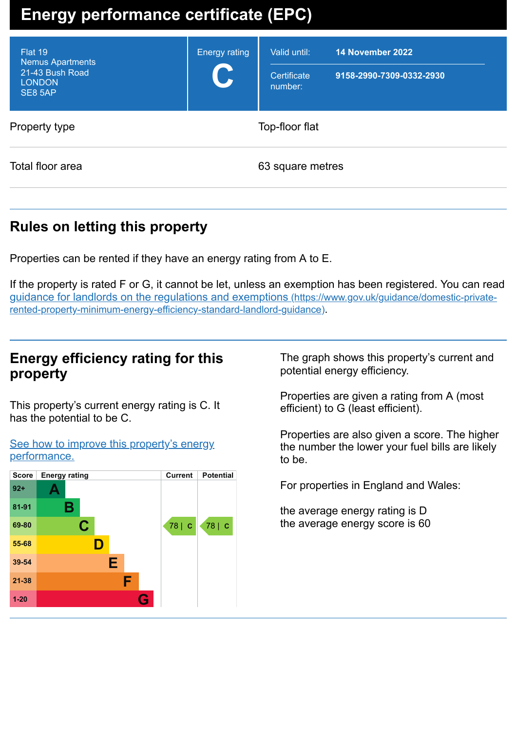# Energy performance certificate (EPC)

| | | |
|---|---|---|
| Flat 19<br>Nemus Apartments<br>21-43 Bush Road<br>LONDON<br>SE8 5AP | Energy rating<br>**C** | Valid until: **14 November 2022**<br>Certificate number: **9158-2990-7309-0332-2930** |

| | |
|---|---|
| Property type | Top-floor flat |
| Total floor area | 63 square metres |

## Rules on letting this property

Properties can be rented if they have an energy rating from A to E.

If the property is rated F or G, it cannot be let, unless an exemption has been registered. You can read guidance for landlords on the regulations and exemptions (https://www.gov.uk/guidance/domestic-private-rented-property-minimum-energy-efficiency-standard-landlord-guidance).

## Energy efficiency rating for this property

This property's current energy rating is C. It has the potential to be C.

See how to improve this property's energy performance.

| Score | Energy rating | Current | Potential |
|---|---|---|---|
| 92+ | A | | |
| 81-91 | B | | |
| 69-80 | C | 78 \| C | 78 \| C |
| 55-68 | D | | |
| 39-54 | E | | |
| 21-38 | F | | |
| 1-20 | G | | |

The graph shows this property's current and potential energy efficiency.

Properties are given a rating from A (most efficient) to G (least efficient).

Properties are also given a score. The higher the number the lower your fuel bills are likely to be.

For properties in England and Wales:

the average energy rating is D
the average energy score is 60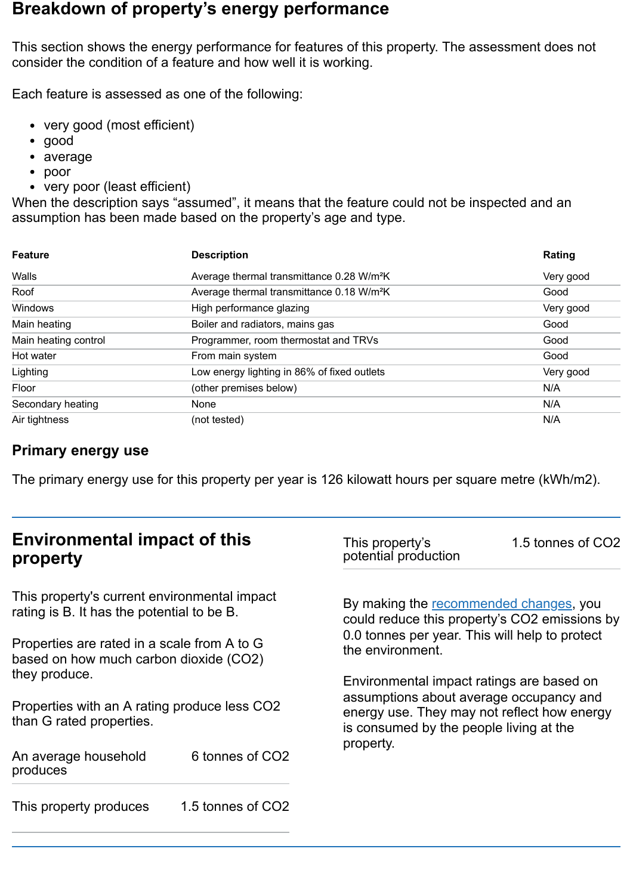## Breakdown of property's energy performance

This section shows the energy performance for features of this property. The assessment does not consider the condition of a feature and how well it is working.

Each feature is assessed as one of the following:

- very good (most efficient)
- good
- average
- poor
- very poor (least efficient)

When the description says "assumed", it means that the feature could not be inspected and an assumption has been made based on the property's age and type.

| Feature | Description | Rating |
|---|---|---|
| Walls | Average thermal transmittance 0.28 W/m²K | Very good |
| Roof | Average thermal transmittance 0.18 W/m²K | Good |
| Windows | High performance glazing | Very good |
| Main heating | Boiler and radiators, mains gas | Good |
| Main heating control | Programmer, room thermostat and TRVs | Good |
| Hot water | From main system | Good |
| Lighting | Low energy lighting in 86% of fixed outlets | Very good |
| Floor | (other premises below) | N/A |
| Secondary heating | None | N/A |
| Air tightness | (not tested) | N/A |

### Primary energy use

The primary energy use for this property per year is 126 kilowatt hours per square metre (kWh/m2).

## Environmental impact of this property

This property's current environmental impact rating is B. It has the potential to be B.

Properties are rated in a scale from A to G based on how much carbon dioxide ($CO_2$) they produce.

Properties with an A rating produce less $CO_2$ than G rated properties.

| | |
|---|---|
| An average household produces | 6 tonnes of $CO_2$ |
| This property produces | 1.5 tonnes of $CO_2$ |
| This property's potential production | 1.5 tonnes of $CO_2$ |

By making the recommended changes, you could reduce this property's $CO_2$ emissions by 0.0 tonnes per year. This will help to protect the environment.

Environmental impact ratings are based on assumptions about average occupancy and energy use. They may not reflect how energy is consumed by the people living at the property.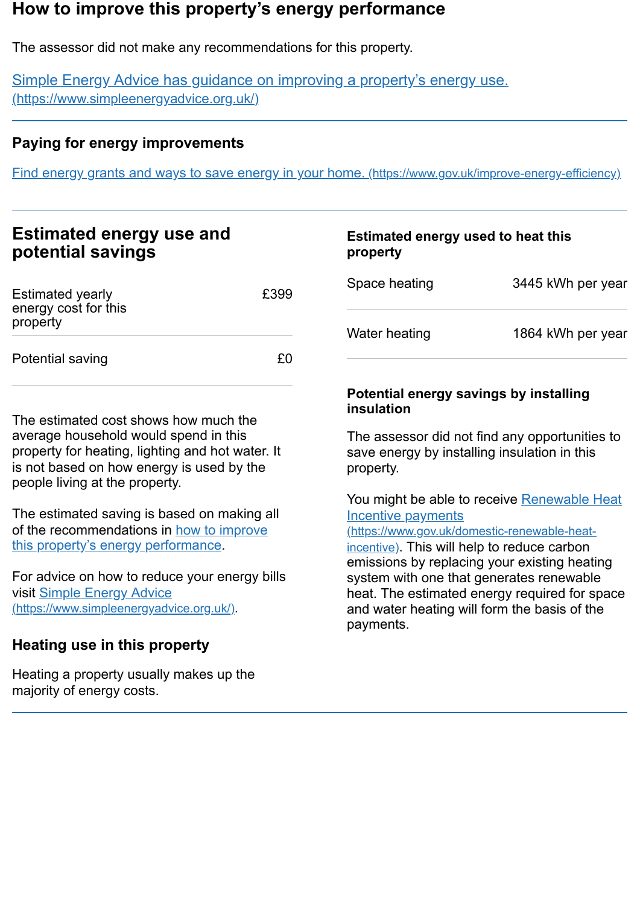## How to improve this property's energy performance

The assessor did not make any recommendations for this property.

[Simple Energy Advice has guidance on improving a property's energy use. (https://www.simpleenergyadvice.org.uk/)](https://www.simpleenergyadvice.org.uk/)

### Paying for energy improvements

[Find energy grants and ways to save energy in your home. (https://www.gov.uk/improve-energy-efficiency)](https://www.gov.uk/improve-energy-efficiency)

## Estimated energy use and potential savings

| | |
|---|---|
| Estimated yearly energy cost for this property | £399 |
| Potential saving | £0 |

The estimated cost shows how much the average household would spend in this property for heating, lighting and hot water. It is not based on how energy is used by the people living at the property.

The estimated saving is based on making all of the recommendations in [how to improve this property's energy performance](#how-to-improve-this-propertys-energy-performance).

For advice on how to reduce your energy bills visit [Simple Energy Advice (https://www.simpleenergyadvice.org.uk/)](https://www.simpleenergyadvice.org.uk/).

### Heating use in this property

Heating a property usually makes up the majority of energy costs.

### Estimated energy used to heat this property

| | |
|---|---|
| Space heating | 3445 kWh per year |
| Water heating | 1864 kWh per year |

### Potential energy savings by installing insulation

The assessor did not find any opportunities to save energy by installing insulation in this property.

You might be able to receive [Renewable Heat Incentive payments (https://www.gov.uk/domestic-renewable-heat-incentive)](https://www.gov.uk/domestic-renewable-heat-incentive). This will help to reduce carbon emissions by replacing your existing heating system with one that generates renewable heat. The estimated energy required for space and water heating will form the basis of the payments.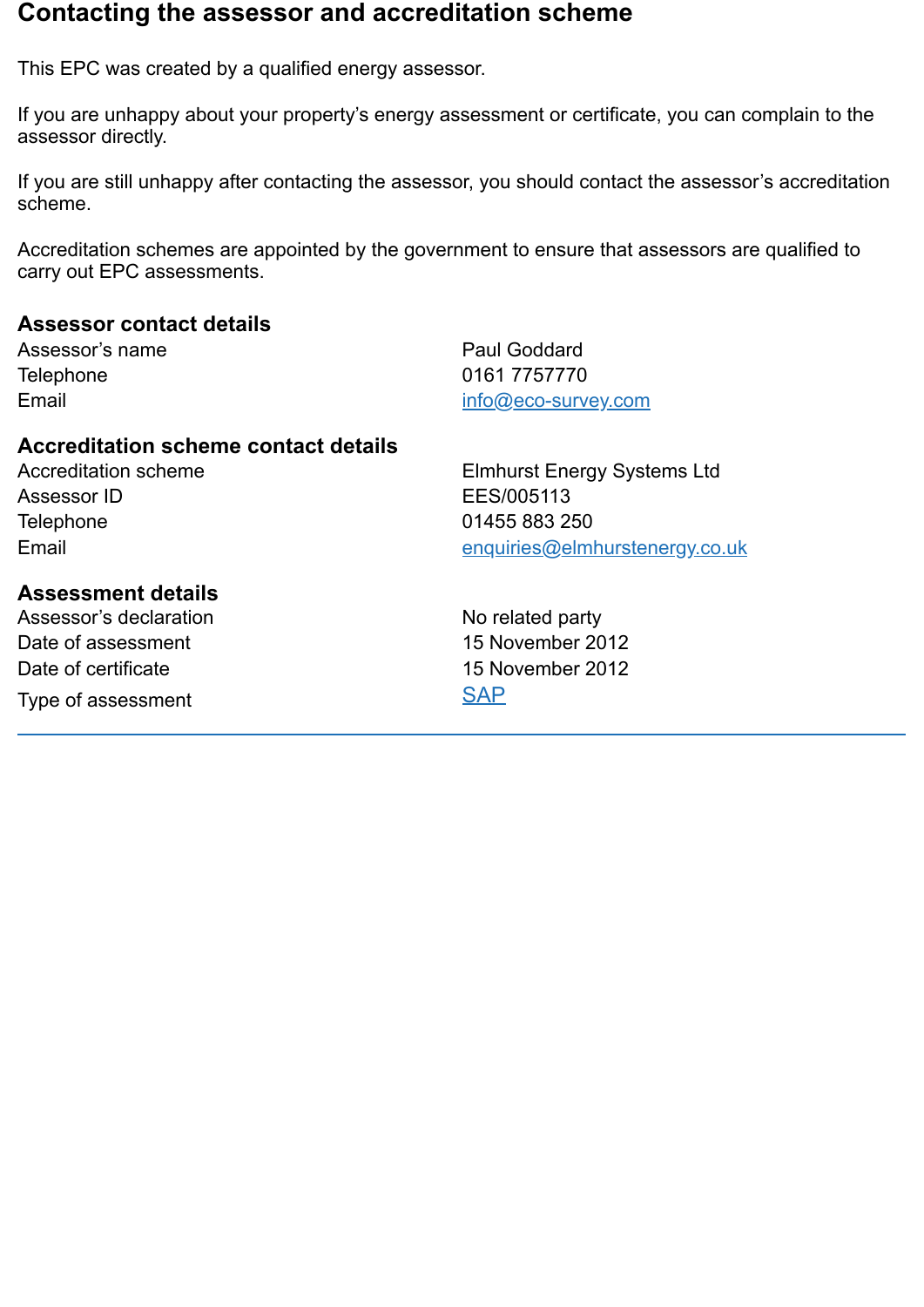# Contacting the assessor and accreditation scheme

This EPC was created by a qualified energy assessor.

If you are unhappy about your property's energy assessment or certificate, you can complain to the assessor directly.

If you are still unhappy after contacting the assessor, you should contact the assessor's accreditation scheme.

Accreditation schemes are appointed by the government to ensure that assessors are qualified to carry out EPC assessments.

## Assessor contact details

| | |
|---|---|
| Assessor's name | Paul Goddard |
| Telephone | 0161 7757770 |
| Email | info@eco-survey.com |

## Accreditation scheme contact details

| | |
|---|---|
| Accreditation scheme | Elmhurst Energy Systems Ltd |
| Assessor ID | EES/005113 |
| Telephone | 01455 883 250 |
| Email | enquiries@elmhurstenergy.co.uk |

## Assessment details

| | |
|---|---|
| Assessor's declaration | No related party |
| Date of assessment | 15 November 2012 |
| Date of certificate | 15 November 2012 |
| Type of assessment | SAP |